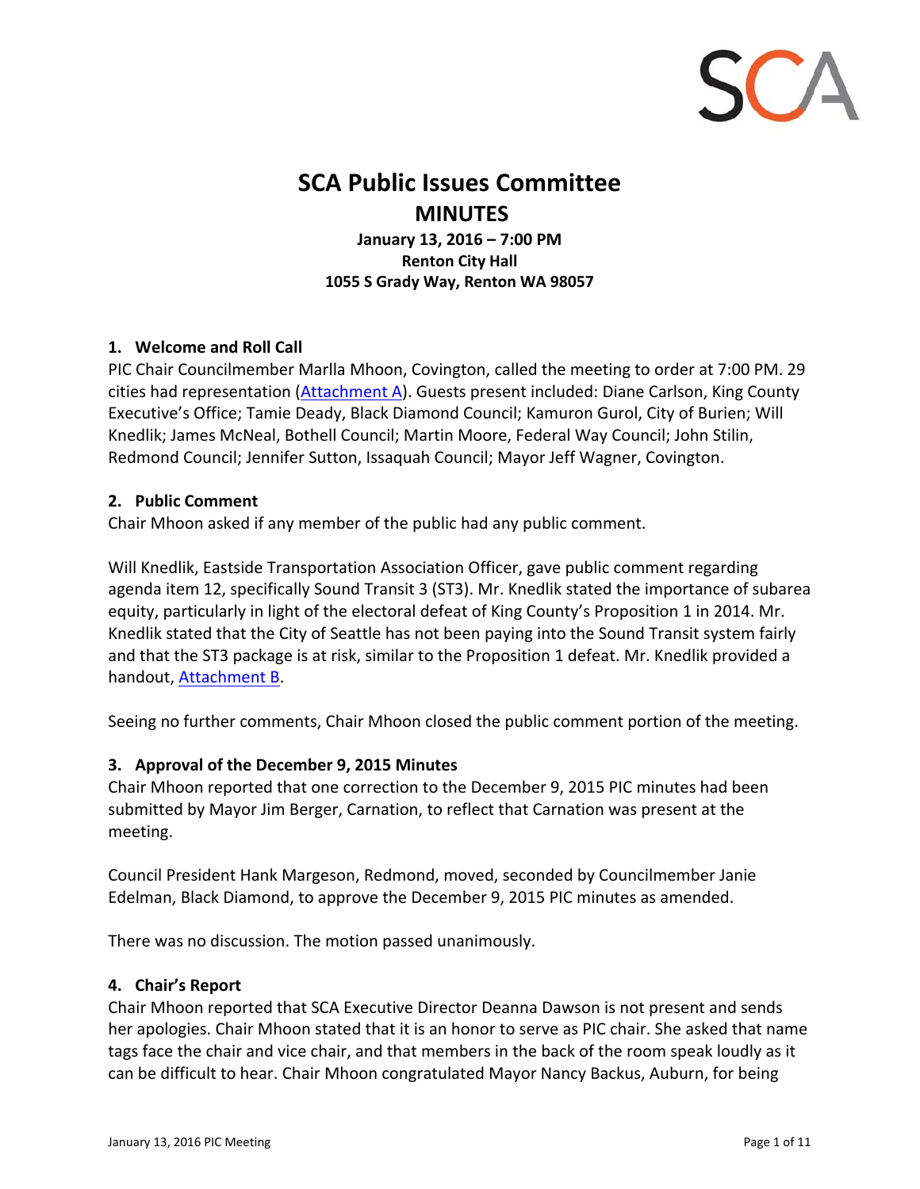# SCA Public Issues Committee

## MINUTES

**January 13, 2016 – 7:00 PM**
**Renton City Hall**
**1055 S Grady Way, Renton WA 98057**

### 1. Welcome and Roll Call

PIC Chair Councilmember Marlla Mhoon, Covington, called the meeting to order at 7:00 PM. 29 cities had representation (Attachment A). Guests present included: Diane Carlson, King County Executive's Office; Tamie Deady, Black Diamond Council; Kamuron Gurol, City of Burien; Will Knedlik; James McNeal, Bothell Council; Martin Moore, Federal Way Council; John Stilin, Redmond Council; Jennifer Sutton, Issaquah Council; Mayor Jeff Wagner, Covington.

### 2. Public Comment

Chair Mhoon asked if any member of the public had any public comment.

Will Knedlik, Eastside Transportation Association Officer, gave public comment regarding agenda item 12, specifically Sound Transit 3 (ST3). Mr. Knedlik stated the importance of subarea equity, particularly in light of the electoral defeat of King County's Proposition 1 in 2014. Mr. Knedlik stated that the City of Seattle has not been paying into the Sound Transit system fairly and that the ST3 package is at risk, similar to the Proposition 1 defeat. Mr. Knedlik provided a handout, Attachment B.

Seeing no further comments, Chair Mhoon closed the public comment portion of the meeting.

### 3. Approval of the December 9, 2015 Minutes

Chair Mhoon reported that one correction to the December 9, 2015 PIC minutes had been submitted by Mayor Jim Berger, Carnation, to reflect that Carnation was present at the meeting.

Council President Hank Margeson, Redmond, moved, seconded by Councilmember Janie Edelman, Black Diamond, to approve the December 9, 2015 PIC minutes as amended.

There was no discussion. The motion passed unanimously.

### 4. Chair's Report

Chair Mhoon reported that SCA Executive Director Deanna Dawson is not present and sends her apologies. Chair Mhoon stated that it is an honor to serve as PIC chair. She asked that name tags face the chair and vice chair, and that members in the back of the room speak loudly as it can be difficult to hear. Chair Mhoon congratulated Mayor Nancy Backus, Auburn, for being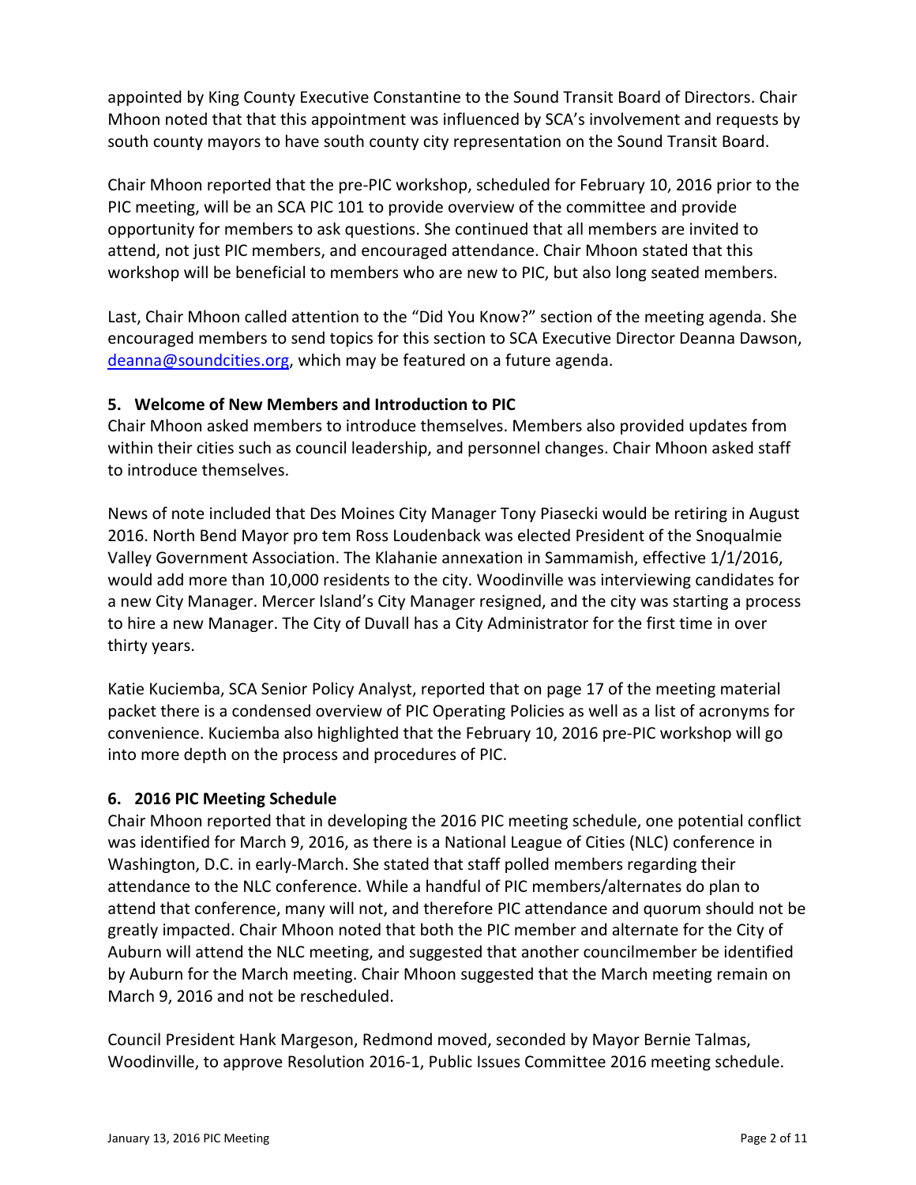appointed by King County Executive Constantine to the Sound Transit Board of Directors. Chair Mhoon noted that that this appointment was influenced by SCA's involvement and requests by south county mayors to have south county city representation on the Sound Transit Board.

Chair Mhoon reported that the pre-PIC workshop, scheduled for February 10, 2016 prior to the PIC meeting, will be an SCA PIC 101 to provide overview of the committee and provide opportunity for members to ask questions. She continued that all members are invited to attend, not just PIC members, and encouraged attendance. Chair Mhoon stated that this workshop will be beneficial to members who are new to PIC, but also long seated members.

Last, Chair Mhoon called attention to the "Did You Know?" section of the meeting agenda. She encouraged members to send topics for this section to SCA Executive Director Deanna Dawson, deanna@soundcities.org, which may be featured on a future agenda.

### 5. Welcome of New Members and Introduction to PIC

Chair Mhoon asked members to introduce themselves. Members also provided updates from within their cities such as council leadership, and personnel changes. Chair Mhoon asked staff to introduce themselves.

News of note included that Des Moines City Manager Tony Piasecki would be retiring in August 2016. North Bend Mayor pro tem Ross Loudenback was elected President of the Snoqualmie Valley Government Association. The Klahanie annexation in Sammamish, effective 1/1/2016, would add more than 10,000 residents to the city. Woodinville was interviewing candidates for a new City Manager. Mercer Island's City Manager resigned, and the city was starting a process to hire a new Manager. The City of Duvall has a City Administrator for the first time in over thirty years.

Katie Kuciemba, SCA Senior Policy Analyst, reported that on page 17 of the meeting material packet there is a condensed overview of PIC Operating Policies as well as a list of acronyms for convenience. Kuciemba also highlighted that the February 10, 2016 pre-PIC workshop will go into more depth on the process and procedures of PIC.

### 6. 2016 PIC Meeting Schedule

Chair Mhoon reported that in developing the 2016 PIC meeting schedule, one potential conflict was identified for March 9, 2016, as there is a National League of Cities (NLC) conference in Washington, D.C. in early-March. She stated that staff polled members regarding their attendance to the NLC conference. While a handful of PIC members/alternates do plan to attend that conference, many will not, and therefore PIC attendance and quorum should not be greatly impacted. Chair Mhoon noted that both the PIC member and alternate for the City of Auburn will attend the NLC meeting, and suggested that another councilmember be identified by Auburn for the March meeting. Chair Mhoon suggested that the March meeting remain on March 9, 2016 and not be rescheduled.

Council President Hank Margeson, Redmond moved, seconded by Mayor Bernie Talmas, Woodinville, to approve Resolution 2016-1, Public Issues Committee 2016 meeting schedule.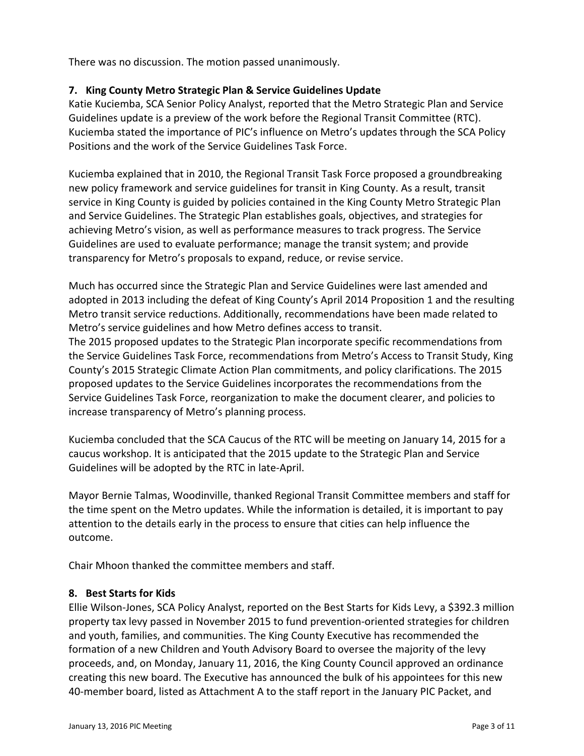There was no discussion. The motion passed unanimously.

**7. King County Metro Strategic Plan & Service Guidelines Update**

Katie Kuciemba, SCA Senior Policy Analyst, reported that the Metro Strategic Plan and Service Guidelines update is a preview of the work before the Regional Transit Committee (RTC). Kuciemba stated the importance of PIC's influence on Metro's updates through the SCA Policy Positions and the work of the Service Guidelines Task Force.

Kuciemba explained that in 2010, the Regional Transit Task Force proposed a groundbreaking new policy framework and service guidelines for transit in King County. As a result, transit service in King County is guided by policies contained in the King County Metro Strategic Plan and Service Guidelines. The Strategic Plan establishes goals, objectives, and strategies for achieving Metro's vision, as well as performance measures to track progress. The Service Guidelines are used to evaluate performance; manage the transit system; and provide transparency for Metro's proposals to expand, reduce, or revise service.

Much has occurred since the Strategic Plan and Service Guidelines were last amended and adopted in 2013 including the defeat of King County's April 2014 Proposition 1 and the resulting Metro transit service reductions. Additionally, recommendations have been made related to Metro's service guidelines and how Metro defines access to transit.
The 2015 proposed updates to the Strategic Plan incorporate specific recommendations from the Service Guidelines Task Force, recommendations from Metro's Access to Transit Study, King County's 2015 Strategic Climate Action Plan commitments, and policy clarifications. The 2015 proposed updates to the Service Guidelines incorporates the recommendations from the Service Guidelines Task Force, reorganization to make the document clearer, and policies to increase transparency of Metro's planning process.

Kuciemba concluded that the SCA Caucus of the RTC will be meeting on January 14, 2015 for a caucus workshop. It is anticipated that the 2015 update to the Strategic Plan and Service Guidelines will be adopted by the RTC in late-April.

Mayor Bernie Talmas, Woodinville, thanked Regional Transit Committee members and staff for the time spent on the Metro updates. While the information is detailed, it is important to pay attention to the details early in the process to ensure that cities can help influence the outcome.

Chair Mhoon thanked the committee members and staff.

**8. Best Starts for Kids**

Ellie Wilson-Jones, SCA Policy Analyst, reported on the Best Starts for Kids Levy, a $392.3 million property tax levy passed in November 2015 to fund prevention-oriented strategies for children and youth, families, and communities. The King County Executive has recommended the formation of a new Children and Youth Advisory Board to oversee the majority of the levy proceeds, and, on Monday, January 11, 2016, the King County Council approved an ordinance creating this new board. The Executive has announced the bulk of his appointees for this new 40-member board, listed as Attachment A to the staff report in the January PIC Packet, and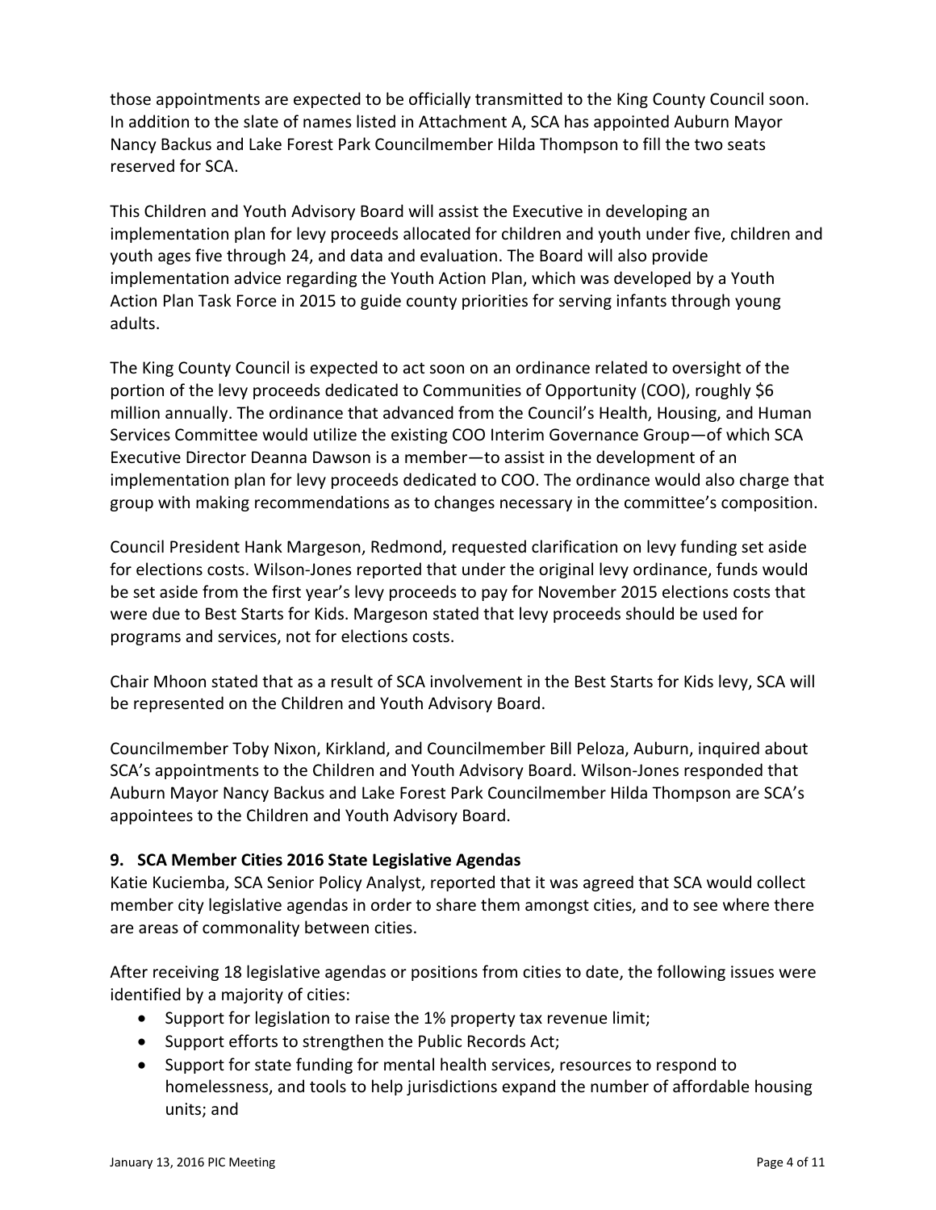those appointments are expected to be officially transmitted to the King County Council soon. In addition to the slate of names listed in Attachment A, SCA has appointed Auburn Mayor Nancy Backus and Lake Forest Park Councilmember Hilda Thompson to fill the two seats reserved for SCA.

This Children and Youth Advisory Board will assist the Executive in developing an implementation plan for levy proceeds allocated for children and youth under five, children and youth ages five through 24, and data and evaluation. The Board will also provide implementation advice regarding the Youth Action Plan, which was developed by a Youth Action Plan Task Force in 2015 to guide county priorities for serving infants through young adults.

The King County Council is expected to act soon on an ordinance related to oversight of the portion of the levy proceeds dedicated to Communities of Opportunity (COO), roughly $6 million annually. The ordinance that advanced from the Council's Health, Housing, and Human Services Committee would utilize the existing COO Interim Governance Group—of which SCA Executive Director Deanna Dawson is a member—to assist in the development of an implementation plan for levy proceeds dedicated to COO. The ordinance would also charge that group with making recommendations as to changes necessary in the committee's composition.

Council President Hank Margeson, Redmond, requested clarification on levy funding set aside for elections costs. Wilson-Jones reported that under the original levy ordinance, funds would be set aside from the first year's levy proceeds to pay for November 2015 elections costs that were due to Best Starts for Kids. Margeson stated that levy proceeds should be used for programs and services, not for elections costs.

Chair Mhoon stated that as a result of SCA involvement in the Best Starts for Kids levy, SCA will be represented on the Children and Youth Advisory Board.

Councilmember Toby Nixon, Kirkland, and Councilmember Bill Peloza, Auburn, inquired about SCA's appointments to the Children and Youth Advisory Board. Wilson-Jones responded that Auburn Mayor Nancy Backus and Lake Forest Park Councilmember Hilda Thompson are SCA's appointees to the Children and Youth Advisory Board.

**9. SCA Member Cities 2016 State Legislative Agendas**

Katie Kuciemba, SCA Senior Policy Analyst, reported that it was agreed that SCA would collect member city legislative agendas in order to share them amongst cities, and to see where there are areas of commonality between cities.

After receiving 18 legislative agendas or positions from cities to date, the following issues were identified by a majority of cities:

- Support for legislation to raise the 1% property tax revenue limit;
- Support efforts to strengthen the Public Records Act;
- Support for state funding for mental health services, resources to respond to homelessness, and tools to help jurisdictions expand the number of affordable housing units; and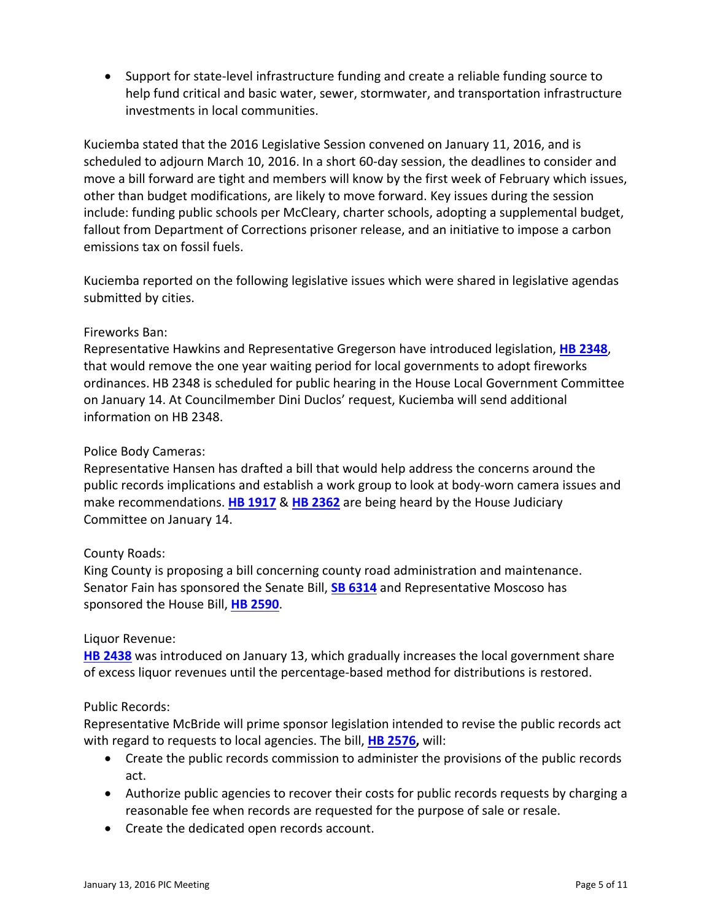- Support for state-level infrastructure funding and create a reliable funding source to help fund critical and basic water, sewer, stormwater, and transportation infrastructure investments in local communities.

Kuciemba stated that the 2016 Legislative Session convened on January 11, 2016, and is scheduled to adjourn March 10, 2016. In a short 60-day session, the deadlines to consider and move a bill forward are tight and members will know by the first week of February which issues, other than budget modifications, are likely to move forward. Key issues during the session include: funding public schools per McCleary, charter schools, adopting a supplemental budget, fallout from Department of Corrections prisoner release, and an initiative to impose a carbon emissions tax on fossil fuels.

Kuciemba reported on the following legislative issues which were shared in legislative agendas submitted by cities.

Fireworks Ban:
Representative Hawkins and Representative Gregerson have introduced legislation, **HB 2348**, that would remove the one year waiting period for local governments to adopt fireworks ordinances. HB 2348 is scheduled for public hearing in the House Local Government Committee on January 14. At Councilmember Dini Duclos' request, Kuciemba will send additional information on HB 2348.

Police Body Cameras:
Representative Hansen has drafted a bill that would help address the concerns around the public records implications and establish a work group to look at body-worn camera issues and make recommendations. **HB 1917** & **HB 2362** are being heard by the House Judiciary Committee on January 14.

County Roads:
King County is proposing a bill concerning county road administration and maintenance. Senator Fain has sponsored the Senate Bill, **SB 6314** and Representative Moscoso has sponsored the House Bill, **HB 2590**.

Liquor Revenue:
**HB 2438** was introduced on January 13, which gradually increases the local government share of excess liquor revenues until the percentage-based method for distributions is restored.

Public Records:
Representative McBride will prime sponsor legislation intended to revise the public records act with regard to requests to local agencies. The bill, **HB 2576**, will:

- Create the public records commission to administer the provisions of the public records act.
- Authorize public agencies to recover their costs for public records requests by charging a reasonable fee when records are requested for the purpose of sale or resale.
- Create the dedicated open records account.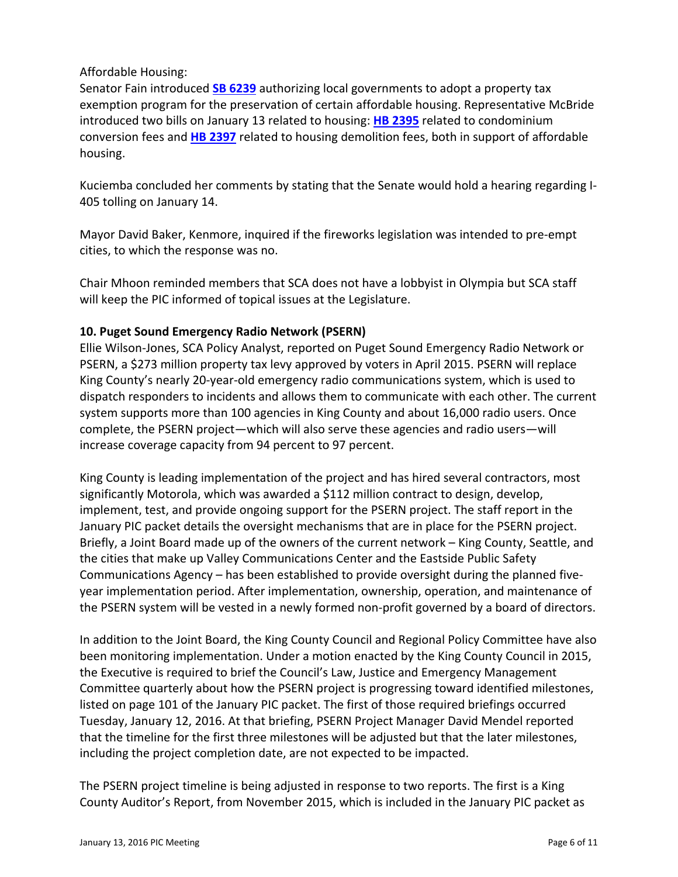Affordable Housing:

Senator Fain introduced **SB 6239** authorizing local governments to adopt a property tax exemption program for the preservation of certain affordable housing. Representative McBride introduced two bills on January 13 related to housing: **HB 2395** related to condominium conversion fees and **HB 2397** related to housing demolition fees, both in support of affordable housing.

Kuciemba concluded her comments by stating that the Senate would hold a hearing regarding I-405 tolling on January 14.

Mayor David Baker, Kenmore, inquired if the fireworks legislation was intended to pre-empt cities, to which the response was no.

Chair Mhoon reminded members that SCA does not have a lobbyist in Olympia but SCA staff will keep the PIC informed of topical issues at the Legislature.

**10. Puget Sound Emergency Radio Network (PSERN)**

Ellie Wilson-Jones, SCA Policy Analyst, reported on Puget Sound Emergency Radio Network or PSERN, a $273 million property tax levy approved by voters in April 2015. PSERN will replace King County's nearly 20-year-old emergency radio communications system, which is used to dispatch responders to incidents and allows them to communicate with each other. The current system supports more than 100 agencies in King County and about 16,000 radio users. Once complete, the PSERN project—which will also serve these agencies and radio users—will increase coverage capacity from 94 percent to 97 percent.

King County is leading implementation of the project and has hired several contractors, most significantly Motorola, which was awarded a $112 million contract to design, develop, implement, test, and provide ongoing support for the PSERN project. The staff report in the January PIC packet details the oversight mechanisms that are in place for the PSERN project. Briefly, a Joint Board made up of the owners of the current network – King County, Seattle, and the cities that make up Valley Communications Center and the Eastside Public Safety Communications Agency – has been established to provide oversight during the planned five-year implementation period. After implementation, ownership, operation, and maintenance of the PSERN system will be vested in a newly formed non-profit governed by a board of directors.

In addition to the Joint Board, the King County Council and Regional Policy Committee have also been monitoring implementation. Under a motion enacted by the King County Council in 2015, the Executive is required to brief the Council's Law, Justice and Emergency Management Committee quarterly about how the PSERN project is progressing toward identified milestones, listed on page 101 of the January PIC packet. The first of those required briefings occurred Tuesday, January 12, 2016. At that briefing, PSERN Project Manager David Mendel reported that the timeline for the first three milestones will be adjusted but that the later milestones, including the project completion date, are not expected to be impacted.

The PSERN project timeline is being adjusted in response to two reports. The first is a King County Auditor's Report, from November 2015, which is included in the January PIC packet as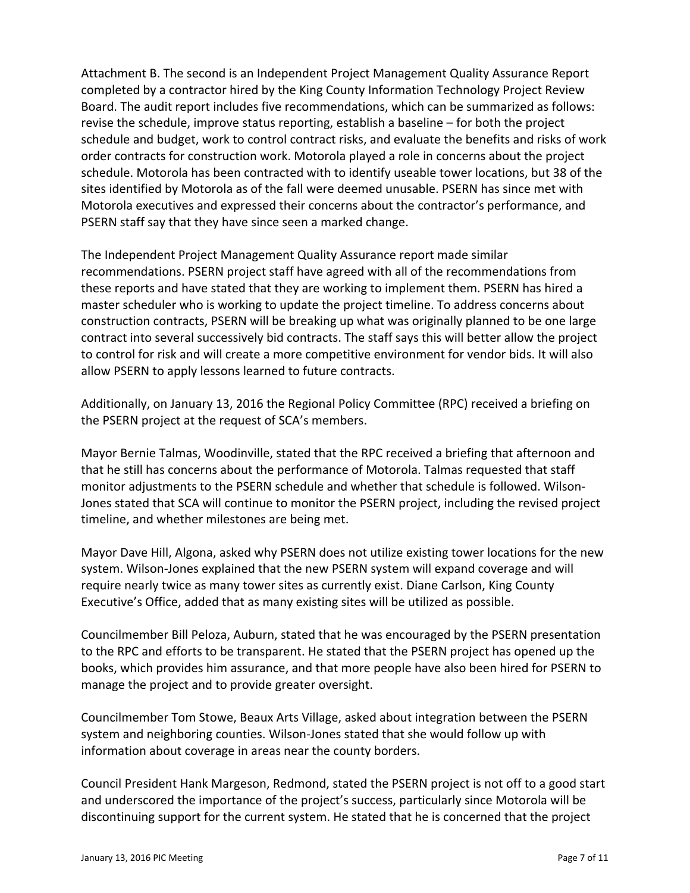Attachment B. The second is an Independent Project Management Quality Assurance Report completed by a contractor hired by the King County Information Technology Project Review Board. The audit report includes five recommendations, which can be summarized as follows: revise the schedule, improve status reporting, establish a baseline – for both the project schedule and budget, work to control contract risks, and evaluate the benefits and risks of work order contracts for construction work. Motorola played a role in concerns about the project schedule. Motorola has been contracted with to identify useable tower locations, but 38 of the sites identified by Motorola as of the fall were deemed unusable. PSERN has since met with Motorola executives and expressed their concerns about the contractor's performance, and PSERN staff say that they have since seen a marked change.

The Independent Project Management Quality Assurance report made similar recommendations. PSERN project staff have agreed with all of the recommendations from these reports and have stated that they are working to implement them. PSERN has hired a master scheduler who is working to update the project timeline. To address concerns about construction contracts, PSERN will be breaking up what was originally planned to be one large contract into several successively bid contracts. The staff says this will better allow the project to control for risk and will create a more competitive environment for vendor bids. It will also allow PSERN to apply lessons learned to future contracts.

Additionally, on January 13, 2016 the Regional Policy Committee (RPC) received a briefing on the PSERN project at the request of SCA's members.

Mayor Bernie Talmas, Woodinville, stated that the RPC received a briefing that afternoon and that he still has concerns about the performance of Motorola. Talmas requested that staff monitor adjustments to the PSERN schedule and whether that schedule is followed. Wilson-Jones stated that SCA will continue to monitor the PSERN project, including the revised project timeline, and whether milestones are being met.

Mayor Dave Hill, Algona, asked why PSERN does not utilize existing tower locations for the new system. Wilson-Jones explained that the new PSERN system will expand coverage and will require nearly twice as many tower sites as currently exist. Diane Carlson, King County Executive's Office, added that as many existing sites will be utilized as possible.

Councilmember Bill Peloza, Auburn, stated that he was encouraged by the PSERN presentation to the RPC and efforts to be transparent. He stated that the PSERN project has opened up the books, which provides him assurance, and that more people have also been hired for PSERN to manage the project and to provide greater oversight.

Councilmember Tom Stowe, Beaux Arts Village, asked about integration between the PSERN system and neighboring counties. Wilson-Jones stated that she would follow up with information about coverage in areas near the county borders.

Council President Hank Margeson, Redmond, stated the PSERN project is not off to a good start and underscored the importance of the project's success, particularly since Motorola will be discontinuing support for the current system. He stated that he is concerned that the project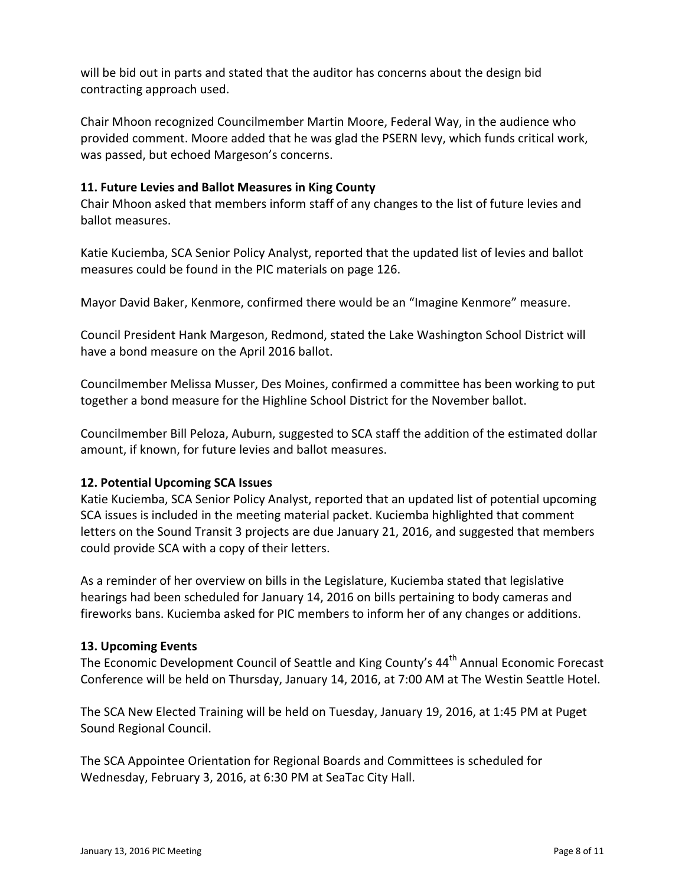will be bid out in parts and stated that the auditor has concerns about the design bid contracting approach used.

Chair Mhoon recognized Councilmember Martin Moore, Federal Way, in the audience who provided comment. Moore added that he was glad the PSERN levy, which funds critical work, was passed, but echoed Margeson's concerns.

**11. Future Levies and Ballot Measures in King County**

Chair Mhoon asked that members inform staff of any changes to the list of future levies and ballot measures.

Katie Kuciemba, SCA Senior Policy Analyst, reported that the updated list of levies and ballot measures could be found in the PIC materials on page 126.

Mayor David Baker, Kenmore, confirmed there would be an "Imagine Kenmore" measure.

Council President Hank Margeson, Redmond, stated the Lake Washington School District will have a bond measure on the April 2016 ballot.

Councilmember Melissa Musser, Des Moines, confirmed a committee has been working to put together a bond measure for the Highline School District for the November ballot.

Councilmember Bill Peloza, Auburn, suggested to SCA staff the addition of the estimated dollar amount, if known, for future levies and ballot measures.

**12. Potential Upcoming SCA Issues**

Katie Kuciemba, SCA Senior Policy Analyst, reported that an updated list of potential upcoming SCA issues is included in the meeting material packet. Kuciemba highlighted that comment letters on the Sound Transit 3 projects are due January 21, 2016, and suggested that members could provide SCA with a copy of their letters.

As a reminder of her overview on bills in the Legislature, Kuciemba stated that legislative hearings had been scheduled for January 14, 2016 on bills pertaining to body cameras and fireworks bans. Kuciemba asked for PIC members to inform her of any changes or additions.

**13. Upcoming Events**

The Economic Development Council of Seattle and King County's 44th Annual Economic Forecast Conference will be held on Thursday, January 14, 2016, at 7:00 AM at The Westin Seattle Hotel.

The SCA New Elected Training will be held on Tuesday, January 19, 2016, at 1:45 PM at Puget Sound Regional Council.

The SCA Appointee Orientation for Regional Boards and Committees is scheduled for Wednesday, February 3, 2016, at 6:30 PM at SeaTac City Hall.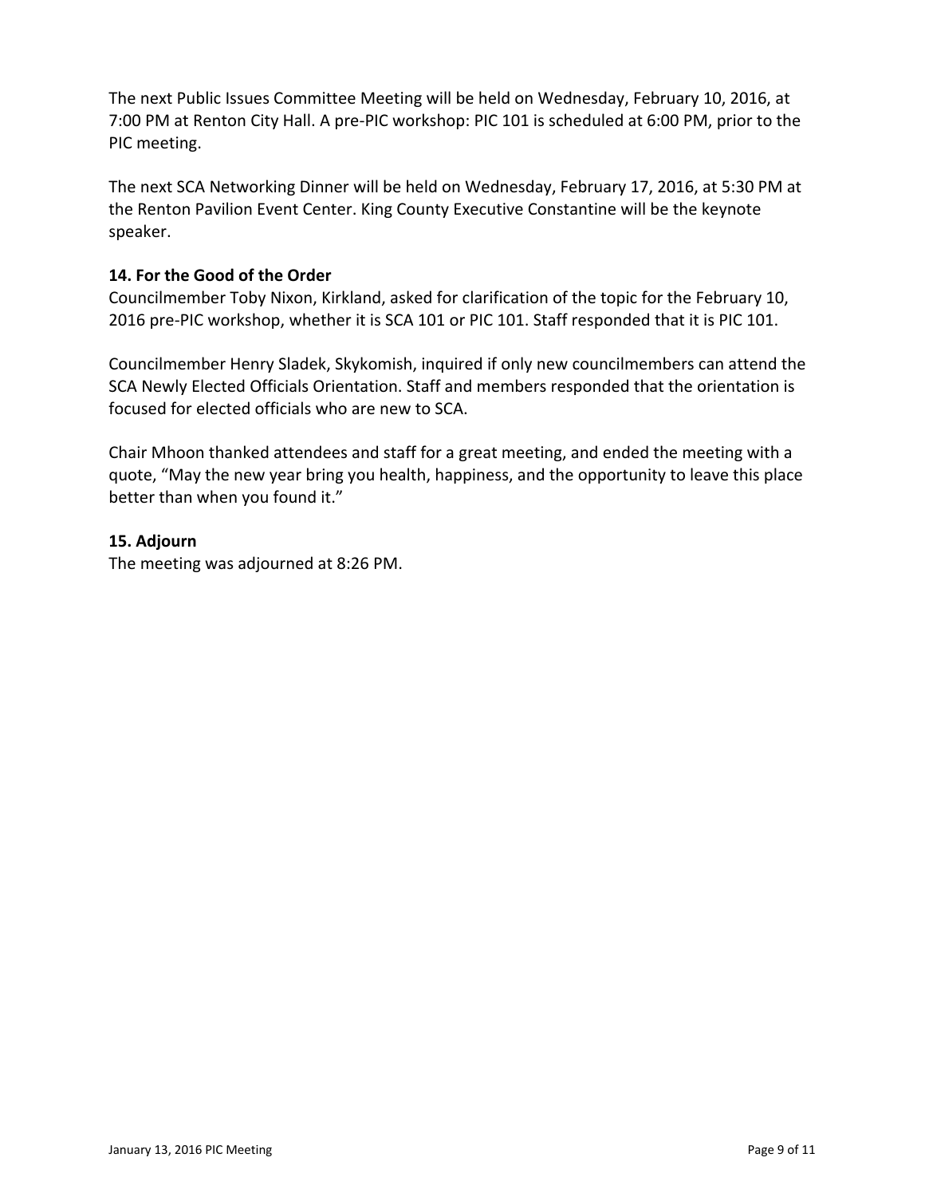The next Public Issues Committee Meeting will be held on Wednesday, February 10, 2016, at 7:00 PM at Renton City Hall. A pre-PIC workshop: PIC 101 is scheduled at 6:00 PM, prior to the PIC meeting.

The next SCA Networking Dinner will be held on Wednesday, February 17, 2016, at 5:30 PM at the Renton Pavilion Event Center. King County Executive Constantine will be the keynote speaker.

**14. For the Good of the Order**

Councilmember Toby Nixon, Kirkland, asked for clarification of the topic for the February 10, 2016 pre-PIC workshop, whether it is SCA 101 or PIC 101. Staff responded that it is PIC 101.

Councilmember Henry Sladek, Skykomish, inquired if only new councilmembers can attend the SCA Newly Elected Officials Orientation. Staff and members responded that the orientation is focused for elected officials who are new to SCA.

Chair Mhoon thanked attendees and staff for a great meeting, and ended the meeting with a quote, "May the new year bring you health, happiness, and the opportunity to leave this place better than when you found it."

**15. Adjourn**

The meeting was adjourned at 8:26 PM.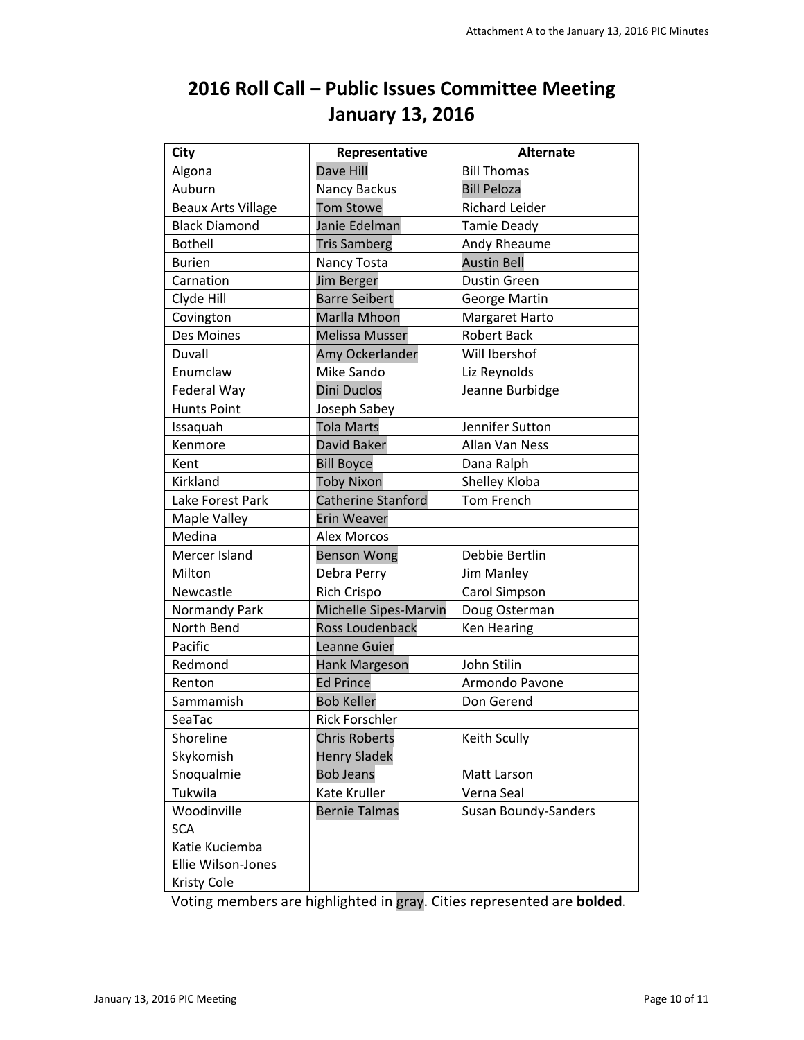# 2016 Roll Call – Public Issues Committee Meeting
# January 13, 2016

| City | Representative | Alternate |
|---|---|---|
| Algona | Dave Hill | Bill Thomas |
| Auburn | Nancy Backus | Bill Peloza |
| Beaux Arts Village | Tom Stowe | Richard Leider |
| Black Diamond | Janie Edelman | Tamie Deady |
| Bothell | Tris Samberg | Andy Rheaume |
| Burien | Nancy Tosta | Austin Bell |
| Carnation | Jim Berger | Dustin Green |
| Clyde Hill | Barre Seibert | George Martin |
| Covington | Marlla Mhoon | Margaret Harto |
| Des Moines | Melissa Musser | Robert Back |
| Duvall | Amy Ockerlander | Will Ibershof |
| Enumclaw | Mike Sando | Liz Reynolds |
| Federal Way | Dini Duclos | Jeanne Burbidge |
| Hunts Point | Joseph Sabey | |
| Issaquah | Tola Marts | Jennifer Sutton |
| Kenmore | David Baker | Allan Van Ness |
| Kent | Bill Boyce | Dana Ralph |
| Kirkland | Toby Nixon | Shelley Kloba |
| Lake Forest Park | Catherine Stanford | Tom French |
| Maple Valley | Erin Weaver | |
| Medina | Alex Morcos | |
| Mercer Island | Benson Wong | Debbie Bertlin |
| Milton | Debra Perry | Jim Manley |
| Newcastle | Rich Crispo | Carol Simpson |
| Normandy Park | Michelle Sipes-Marvin | Doug Osterman |
| North Bend | Ross Loudenback | Ken Hearing |
| Pacific | Leanne Guier | |
| Redmond | Hank Margeson | John Stilin |
| Renton | Ed Prince | Armondo Pavone |
| Sammamish | Bob Keller | Don Gerend |
| SeaTac | Rick Forschler | |
| Shoreline | Chris Roberts | Keith Scully |
| Skykomish | Henry Sladek | |
| Snoqualmie | Bob Jeans | Matt Larson |
| Tukwila | Kate Kruller | Verna Seal |
| Woodinville | Bernie Talmas | Susan Boundy-Sanders |
| SCA<br>Katie Kuciemba<br>Ellie Wilson-Jones<br>Kristy Cole | | |

Voting members are highlighted in gray. Cities represented are **bolded**.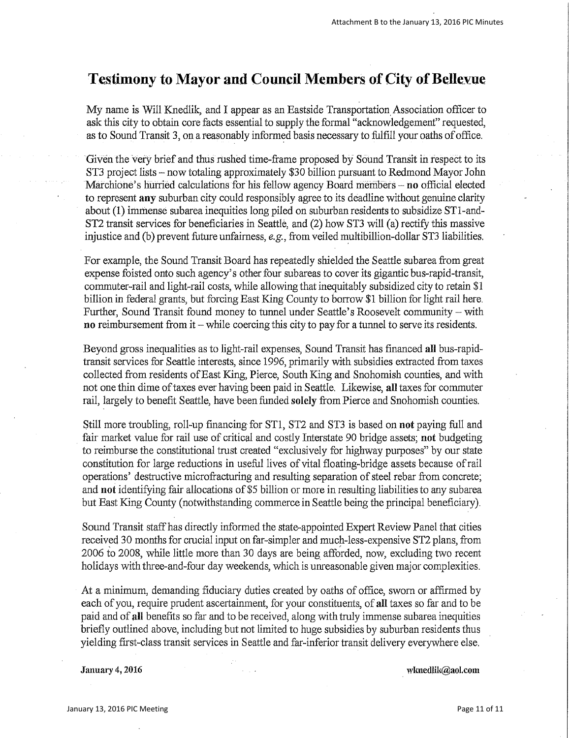# Testimony to Mayor and Council Members of City of Bellevue

My name is Will Knedlik, and I appear as an Eastside Transportation Association officer to ask this city to obtain core facts essential to supply the formal "acknowledgement" requested, as to Sound Transit 3, on a reasonably informed basis necessary to fulfill your oaths of office.

Given the very brief and thus rushed time-frame proposed by Sound Transit in respect to its ST3 project lists – now totaling approximately $30 billion pursuant to Redmond Mayor John Marchione's hurried calculations for his fellow agency Board members – **no** official elected to represent **any** suburban city could responsibly agree to its deadline without genuine clarity about (1) immense subarea inequities long piled on suburban residents to subsidize ST1-and-ST2 transit services for beneficiaries in Seattle, and (2) how ST3 will (a) rectify this massive injustice and (b) prevent future unfairness, *e.g.*, from veiled multibillion-dollar ST3 liabilities.

For example, the Sound Transit Board has repeatedly shielded the Seattle subarea from great expense foisted onto such agency's other four subareas to cover its gigantic bus-rapid-transit, commuter-rail and light-rail costs, while allowing that inequitably subsidized city to retain $1 billion in federal grants, but forcing East King County to borrow $1 billion for light rail here. Further, Sound Transit found money to tunnel under Seattle's Roosevelt community – with **no** reimbursement from it – while coercing this city to pay for a tunnel to serve its residents.

Beyond gross inequalities as to light-rail expenses, Sound Transit has financed **all** bus-rapid-transit services for Seattle interests, since 1996, primarily with subsidies extracted from taxes collected from residents of East King, Pierce, South King and Snohomish counties, and with not one thin dime of taxes ever having been paid in Seattle. Likewise, **all** taxes for commuter rail, largely to benefit Seattle, have been funded **solely** from Pierce and Snohomish counties.

Still more troubling, roll-up financing for ST1, ST2 and ST3 is based on **not** paying full and fair market value for rail use of critical and costly Interstate 90 bridge assets; **not** budgeting to reimburse the constitutional trust created "exclusively for highway purposes" by our state constitution for large reductions in useful lives of vital floating-bridge assets because of rail operations' destructive microfracturing and resulting separation of steel rebar from concrete; and **not** identifying fair allocations of $5 billion or more in resulting liabilities to any subarea but East King County (notwithstanding commerce in Seattle being the principal beneficiary).

Sound Transit staff has directly informed the state-appointed Expert Review Panel that cities received 30 months for crucial input on far-simpler and much-less-expensive ST2 plans, from 2006 to 2008, while little more than 30 days are being afforded, now, excluding two recent holidays with three-and-four day weekends, which is unreasonable given major complexities.

At a minimum, demanding fiduciary duties created by oaths of office, sworn or affirmed by each of you, require prudent ascertainment, for your constituents, of **all** taxes so far and to be paid and of **all** benefits so far and to be received, along with truly immense subarea inequities briefly outlined above, including but not limited to huge subsidies by suburban residents thus yielding first-class transit services in Seattle and far-inferior transit delivery everywhere else.

**January 4, 2016** wknedlik@aol.com